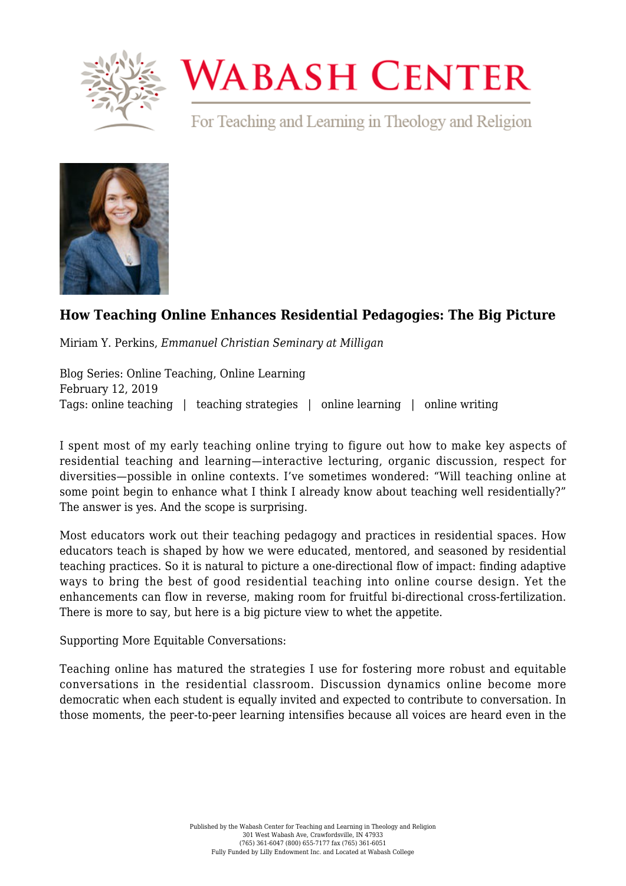# Wabash Center

For Teaching and Learning in Theology and Religion

## How Teaching Online Enhances Residential Pedagogies: The Big Picture

Miriam Y. Perkins, *Emmanuel Christian Seminary at Milligan*

Blog Series: Online Teaching, Online Learning
February 12, 2019
Tags: online teaching | teaching strategies | online learning | online writing

I spent most of my early teaching online trying to figure out how to make key aspects of residential teaching and learning—interactive lecturing, organic discussion, respect for diversities—possible in online contexts. I've sometimes wondered: "Will teaching online at some point begin to enhance what I think I already know about teaching well residentially?" The answer is yes. And the scope is surprising.

Most educators work out their teaching pedagogy and practices in residential spaces. How educators teach is shaped by how we were educated, mentored, and seasoned by residential teaching practices. So it is natural to picture a one-directional flow of impact: finding adaptive ways to bring the best of good residential teaching into online course design. Yet the enhancements can flow in reverse, making room for fruitful bi-directional cross-fertilization. There is more to say, but here is a big picture view to whet the appetite.

Supporting More Equitable Conversations:

Teaching online has matured the strategies I use for fostering more robust and equitable conversations in the residential classroom. Discussion dynamics online become more democratic when each student is equally invited and expected to contribute to conversation. In those moments, the peer-to-peer learning intensifies because all voices are heard even in the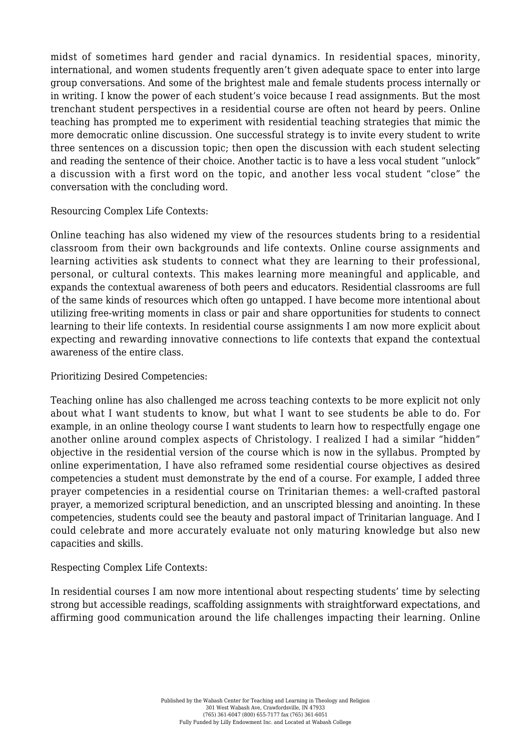midst of sometimes hard gender and racial dynamics. In residential spaces, minority, international, and women students frequently aren't given adequate space to enter into large group conversations. And some of the brightest male and female students process internally or in writing. I know the power of each student's voice because I read assignments. But the most trenchant student perspectives in a residential course are often not heard by peers. Online teaching has prompted me to experiment with residential teaching strategies that mimic the more democratic online discussion. One successful strategy is to invite every student to write three sentences on a discussion topic; then open the discussion with each student selecting and reading the sentence of their choice. Another tactic is to have a less vocal student "unlock" a discussion with a first word on the topic, and another less vocal student "close" the conversation with the concluding word.

Resourcing Complex Life Contexts:

Online teaching has also widened my view of the resources students bring to a residential classroom from their own backgrounds and life contexts. Online course assignments and learning activities ask students to connect what they are learning to their professional, personal, or cultural contexts. This makes learning more meaningful and applicable, and expands the contextual awareness of both peers and educators. Residential classrooms are full of the same kinds of resources which often go untapped. I have become more intentional about utilizing free-writing moments in class or pair and share opportunities for students to connect learning to their life contexts. In residential course assignments I am now more explicit about expecting and rewarding innovative connections to life contexts that expand the contextual awareness of the entire class.

Prioritizing Desired Competencies:

Teaching online has also challenged me across teaching contexts to be more explicit not only about what I want students to know, but what I want to see students be able to do. For example, in an online theology course I want students to learn how to respectfully engage one another online around complex aspects of Christology. I realized I had a similar "hidden" objective in the residential version of the course which is now in the syllabus. Prompted by online experimentation, I have also reframed some residential course objectives as desired competencies a student must demonstrate by the end of a course. For example, I added three prayer competencies in a residential course on Trinitarian themes: a well-crafted pastoral prayer, a memorized scriptural benediction, and an unscripted blessing and anointing. In these competencies, students could see the beauty and pastoral impact of Trinitarian language. And I could celebrate and more accurately evaluate not only maturing knowledge but also new capacities and skills.

Respecting Complex Life Contexts:

In residential courses I am now more intentional about respecting students' time by selecting strong but accessible readings, scaffolding assignments with straightforward expectations, and affirming good communication around the life challenges impacting their learning. Online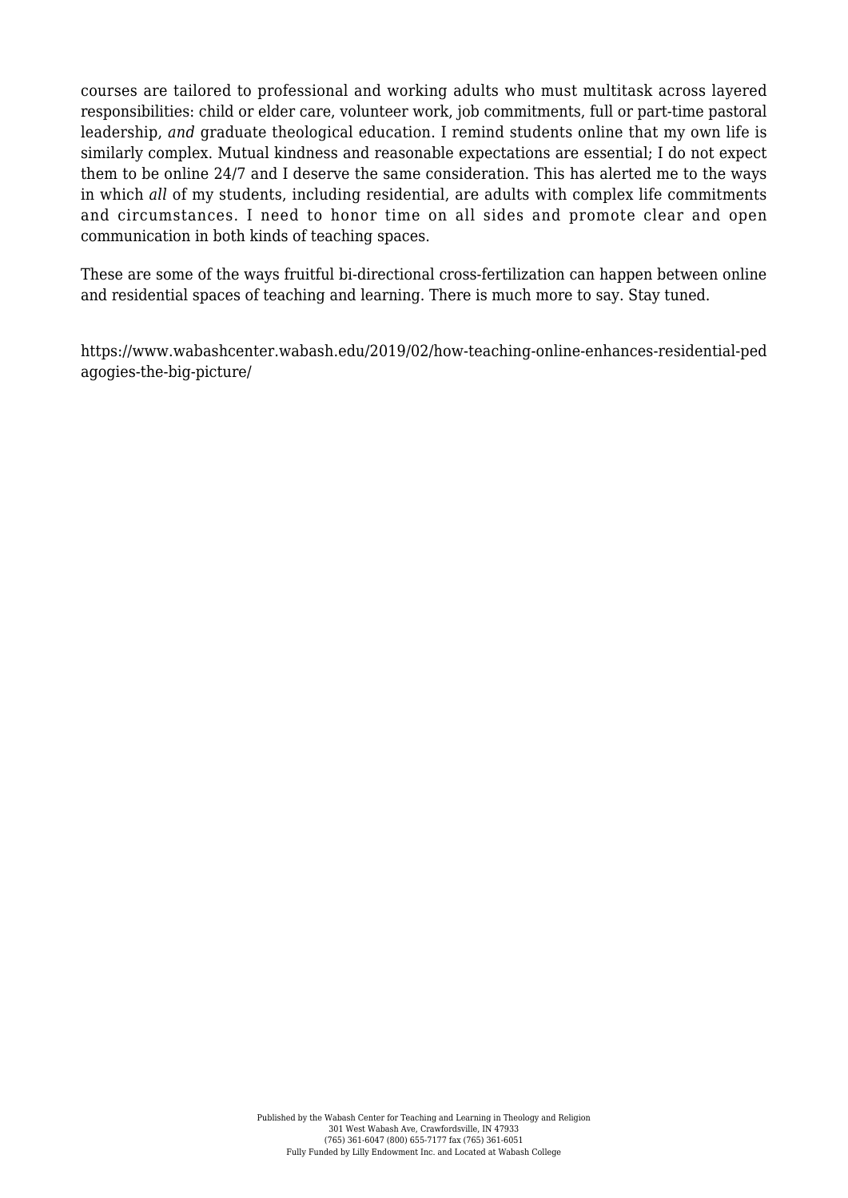courses are tailored to professional and working adults who must multitask across layered responsibilities: child or elder care, volunteer work, job commitments, full or part-time pastoral leadership, *and* graduate theological education. I remind students online that my own life is similarly complex. Mutual kindness and reasonable expectations are essential; I do not expect them to be online 24/7 and I deserve the same consideration. This has alerted me to the ways in which *all* of my students, including residential, are adults with complex life commitments and circumstances. I need to honor time on all sides and promote clear and open communication in both kinds of teaching spaces.

These are some of the ways fruitful bi-directional cross-fertilization can happen between online and residential spaces of teaching and learning. There is much more to say. Stay tuned.

https://www.wabashcenter.wabash.edu/2019/02/how-teaching-online-enhances-residential-pedagogies-the-big-picture/